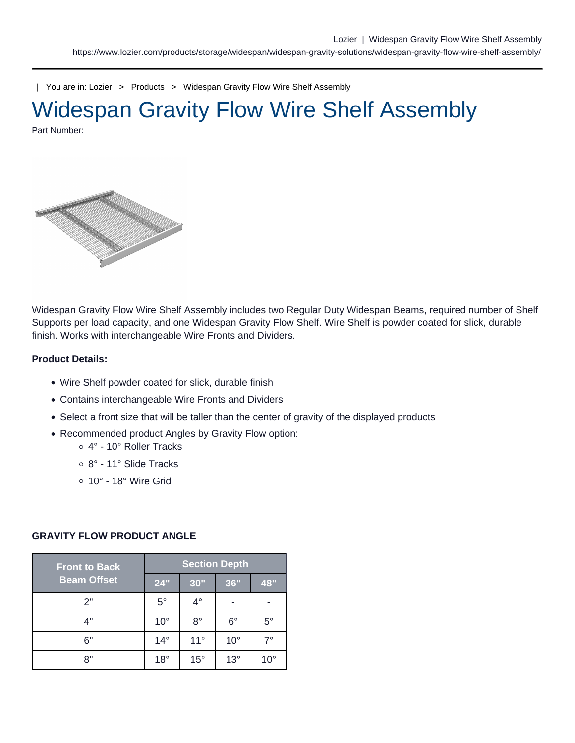| You are in: Lozier > Products > Widespan Gravity Flow Wire Shelf Assembly

# Widespan Gravity Flow Wire Shelf Assembly

Part Number:

Widespan Gravity Flow Wire Shelf Assembly includes two Regular Duty Widespan Beams, required number of Shelf Supports per load capacity, and one Widespan Gravity Flow Shelf. Wire Shelf is powder coated for slick, durable finish. Works with interchangeable Wire Fronts and Dividers.

**Product Details:**

- Wire Shelf powder coated for slick, durable finish
- Contains interchangeable Wire Fronts and Dividers
- Select a front size that will be taller than the center of gravity of the displayed products
- Recommended product Angles by Gravity Flow option:
  - 4° - 10° Roller Tracks
  - 8° - 11° Slide Tracks
  - 10° - 18° Wire Grid

**GRAVITY FLOW PRODUCT ANGLE**

| Front to Back Beam Offset | Section Depth | | | |
|---|---|---|---|---|
| | 24" | 30" | 36" | 48" |
| 2" | 5° | 4° | - | - |
| 4" | 10° | 8° | 6° | 5° |
| 6" | 14° | 11° | 10° | 7° |
| 8" | 18° | 15° | 13° | 10° |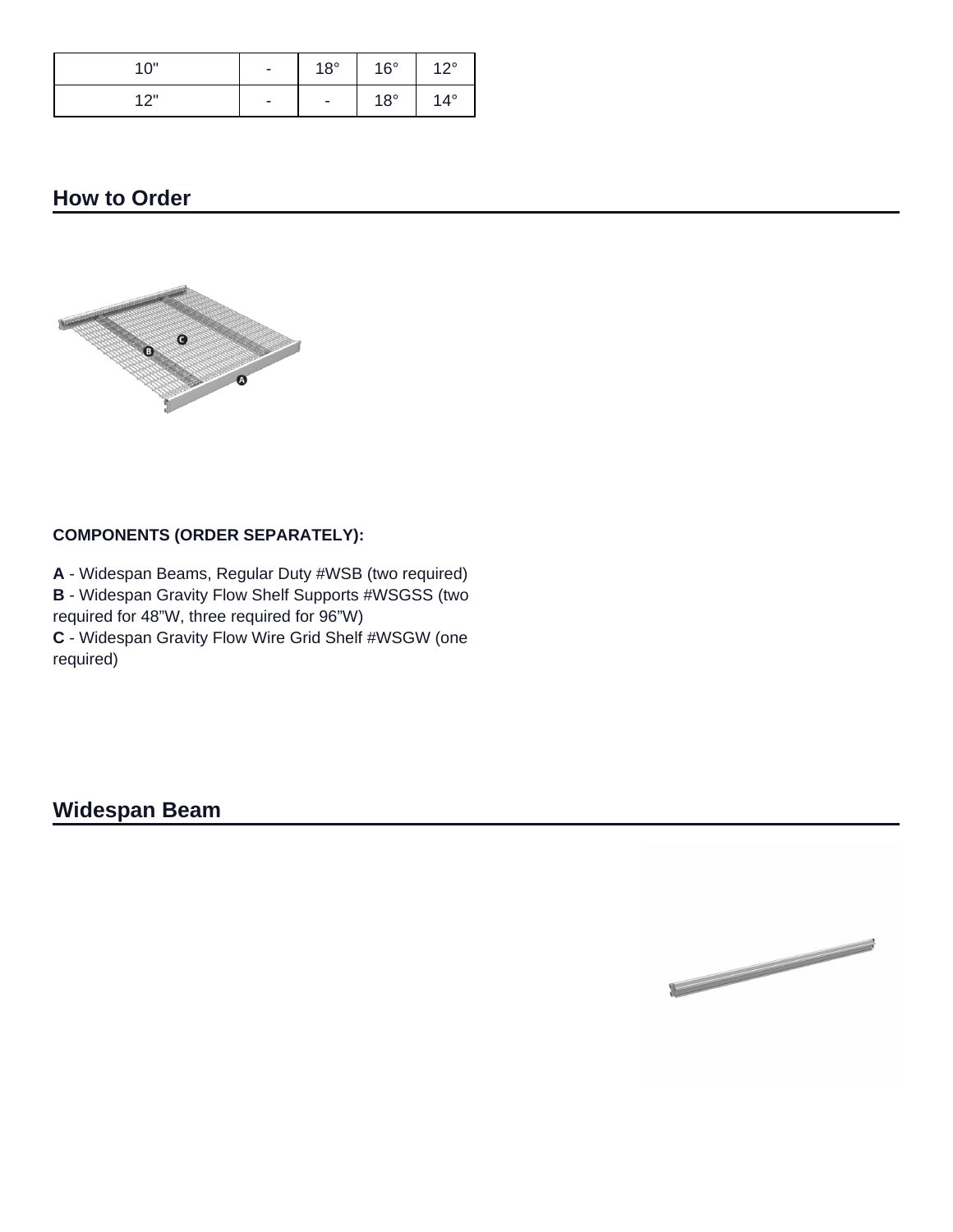| 10" | - | 18° | 16° | 12° |
|---|---|---|---|---|
| 12" | - | - | 18° | 14° |

## How to Order

**COMPONENTS (ORDER SEPARATELY):**

**A** - Widespan Beams, Regular Duty #WSB (two required)
**B** - Widespan Gravity Flow Shelf Supports #WSGSS (two required for 48"W, three required for 96"W)
**C** - Widespan Gravity Flow Wire Grid Shelf #WSGW (one required)

## Widespan Beam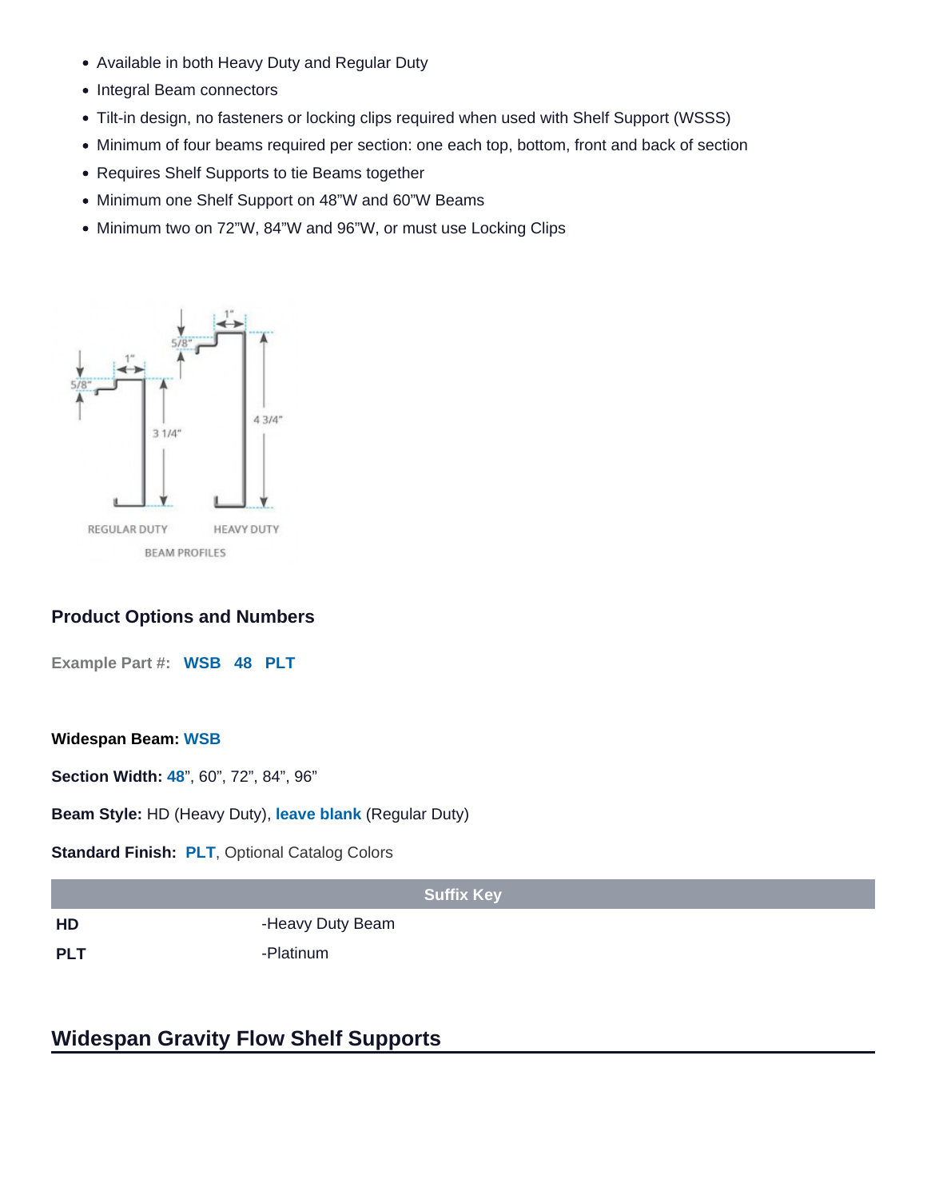- Available in both Heavy Duty and Regular Duty
- Integral Beam connectors
- Tilt-in design, no fasteners or locking clips required when used with Shelf Support (WSSS)
- Minimum of four beams required per section: one each top, bottom, front and back of section
- Requires Shelf Supports to tie Beams together
- Minimum one Shelf Support on 48”W and 60”W Beams
- Minimum two on 72”W, 84”W and 96”W, or must use Locking Clips

5/8" 1" 3 1/4" 5/8" 1" 4 3/4"

REGULAR DUTY HEAVY DUTY

BEAM PROFILES

## Product Options and Numbers

**Example Part #:** **WSB 48 PLT**

**Widespan Beam:** **WSB**

**Section Width:** **48**”, 60”, 72”, 84”, 96”

**Beam Style:** HD (Heavy Duty), **leave blank** (Regular Duty)

**Standard Finish:** **PLT**, Optional Catalog Colors

| Suffix Key | |
|---|---|
| **HD** | -Heavy Duty Beam |
| **PLT** | -Platinum |

## Widespan Gravity Flow Shelf Supports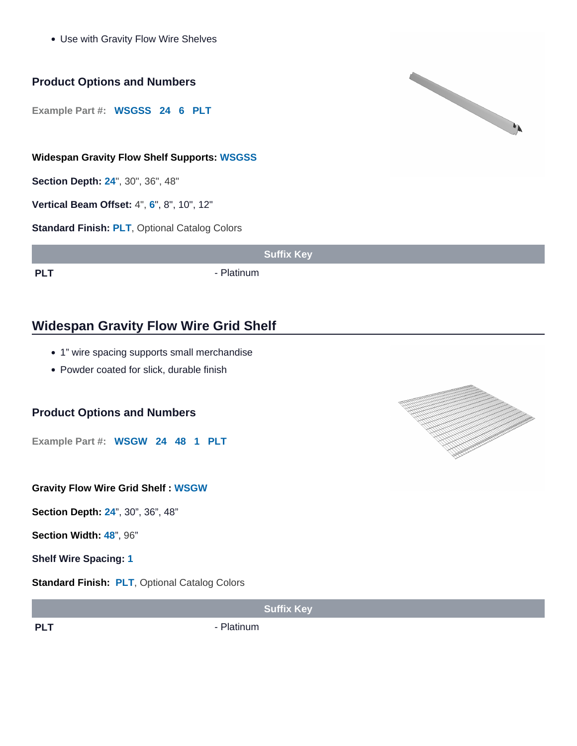- Use with Gravity Flow Wire Shelves

### Product Options and Numbers

**Example Part #:** **WSGSS 24 6 PLT**

**Widespan Gravity Flow Shelf Supports: WSGSS**

**Section Depth:** **24**", 30", 36", 48"

**Vertical Beam Offset:** 4", **6**", 8", 10", 12"

**Standard Finish:** **PLT**, Optional Catalog Colors

| Suffix Key | |
|---|---|
| **PLT** | - Platinum |

## Widespan Gravity Flow Wire Grid Shelf

- 1" wire spacing supports small merchandise
- Powder coated for slick, durable finish

### Product Options and Numbers

**Example Part #:** **WSGW 24 48 1 PLT**

**Gravity Flow Wire Grid Shelf : WSGW**

**Section Depth:** **24**", 30", 36", 48"

**Section Width:** **48**", 96"

**Shelf Wire Spacing:** **1**

**Standard Finish:** **PLT**, Optional Catalog Colors

| Suffix Key | |
|---|---|
| **PLT** | - Platinum |